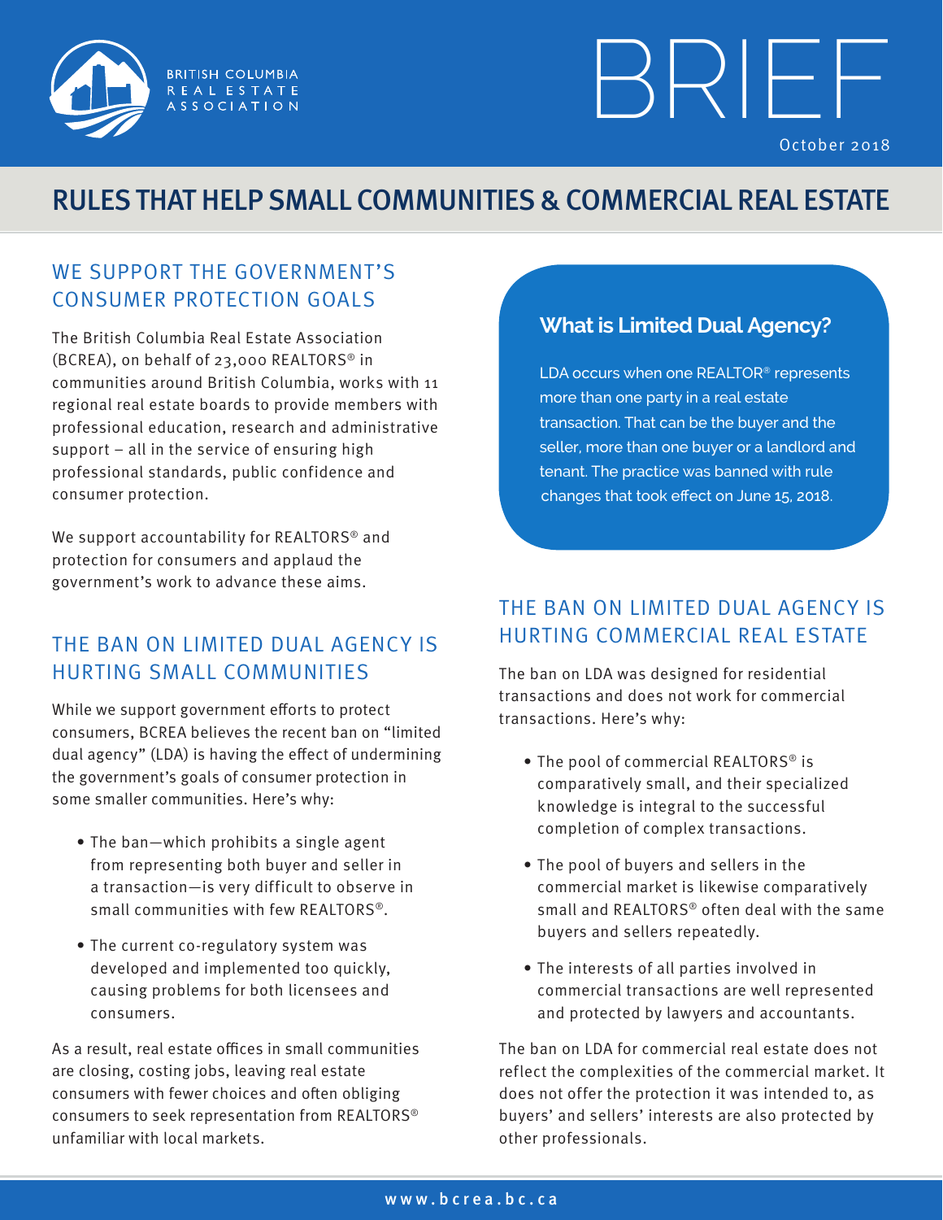BRITISH COLUMBIA REAL ESTATE ASSOCIATION

# BRIEF

October 2018

# RULES THAT HELP SMALL COMMUNITIES & COMMERCIAL REAL ESTATE

## WE SUPPORT THE GOVERNMENT'S CONSUMER PROTECTION GOALS

The British Columbia Real Estate Association (BCREA), on behalf of 23,000 REALTORS® in communities around British Columbia, works with 11 regional real estate boards to provide members with professional education, research and administrative support – all in the service of ensuring high professional standards, public confidence and consumer protection.

We support accountability for REALTORS® and protection for consumers and applaud the government's work to advance these aims.

## THE BAN ON LIMITED DUAL AGENCY IS HURTING SMALL COMMUNITIES

While we support government efforts to protect consumers, BCREA believes the recent ban on "limited dual agency" (LDA) is having the effect of undermining the government's goals of consumer protection in some smaller communities. Here's why:

- The ban—which prohibits a single agent from representing both buyer and seller in a transaction—is very difficult to observe in small communities with few REALTORS®.
- The current co-regulatory system was developed and implemented too quickly, causing problems for both licensees and consumers.

As a result, real estate offices in small communities are closing, costing jobs, leaving real estate consumers with fewer choices and often obliging consumers to seek representation from REALTORS® unfamiliar with local markets.

### What is Limited Dual Agency?

LDA occurs when one REALTOR® represents more than one party in a real estate transaction. That can be the buyer and the seller, more than one buyer or a landlord and tenant. The practice was banned with rule changes that took effect on June 15, 2018.

## THE BAN ON LIMITED DUAL AGENCY IS HURTING COMMERCIAL REAL ESTATE

The ban on LDA was designed for residential transactions and does not work for commercial transactions. Here's why:

- The pool of commercial REALTORS® is comparatively small, and their specialized knowledge is integral to the successful completion of complex transactions.
- The pool of buyers and sellers in the commercial market is likewise comparatively small and REALTORS® often deal with the same buyers and sellers repeatedly.
- The interests of all parties involved in commercial transactions are well represented and protected by lawyers and accountants.

The ban on LDA for commercial real estate does not reflect the complexities of the commercial market. It does not offer the protection it was intended to, as buyers' and sellers' interests are also protected by other professionals.

www.bcrea.bc.ca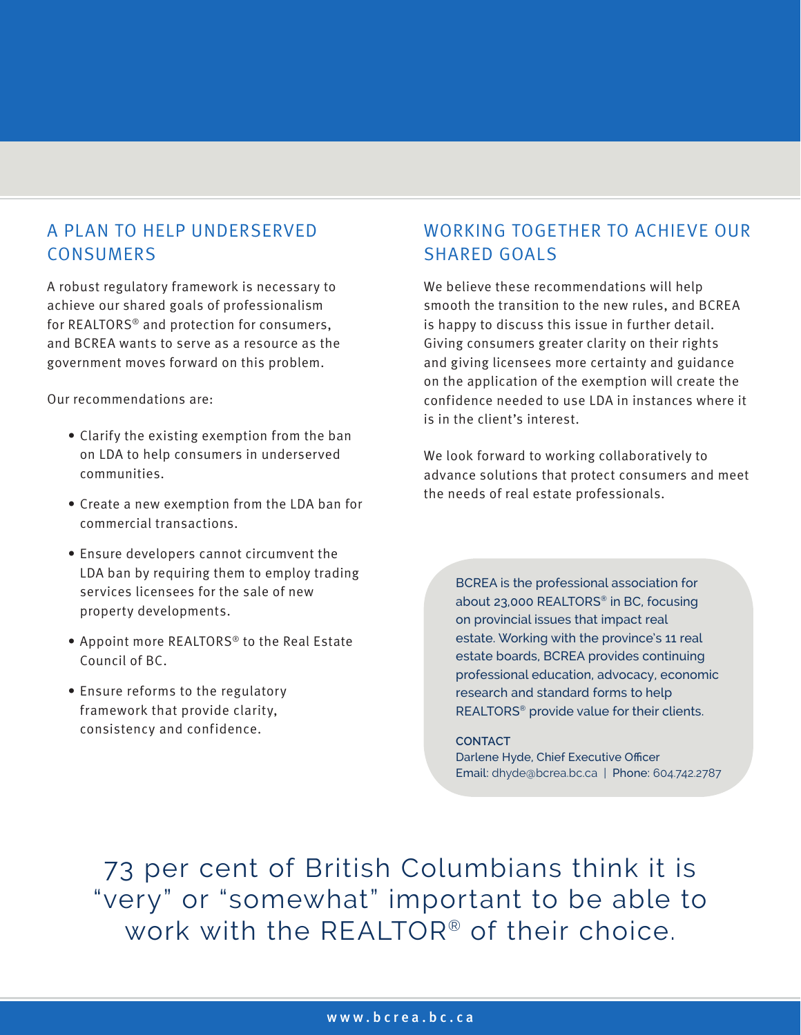## A PLAN TO HELP UNDERSERVED CONSUMERS

A robust regulatory framework is necessary to achieve our shared goals of professionalism for REALTORS® and protection for consumers, and BCREA wants to serve as a resource as the government moves forward on this problem.

Our recommendations are:

- Clarify the existing exemption from the ban on LDA to help consumers in underserved communities.
- Create a new exemption from the LDA ban for commercial transactions.
- Ensure developers cannot circumvent the LDA ban by requiring them to employ trading services licensees for the sale of new property developments.
- Appoint more REALTORS® to the Real Estate Council of BC.
- Ensure reforms to the regulatory framework that provide clarity, consistency and confidence.

## WORKING TOGETHER TO ACHIEVE OUR SHARED GOALS

We believe these recommendations will help smooth the transition to the new rules, and BCREA is happy to discuss this issue in further detail. Giving consumers greater clarity on their rights and giving licensees more certainty and guidance on the application of the exemption will create the confidence needed to use LDA in instances where it is in the client's interest.

We look forward to working collaboratively to advance solutions that protect consumers and meet the needs of real estate professionals.

BCREA is the professional association for about 23,000 REALTORS® in BC, focusing on provincial issues that impact real estate. Working with the province's 11 real estate boards, BCREA provides continuing professional education, advocacy, economic research and standard forms to help REALTORS® provide value for their clients.

**CONTACT**
Darlene Hyde, Chief Executive Officer
Email: dhyde@bcrea.bc.ca | Phone: 604.742.2787

73 per cent of British Columbians think it is "very" or "somewhat" important to be able to work with the REALTOR® of their choice.

www.bcrea.bc.ca